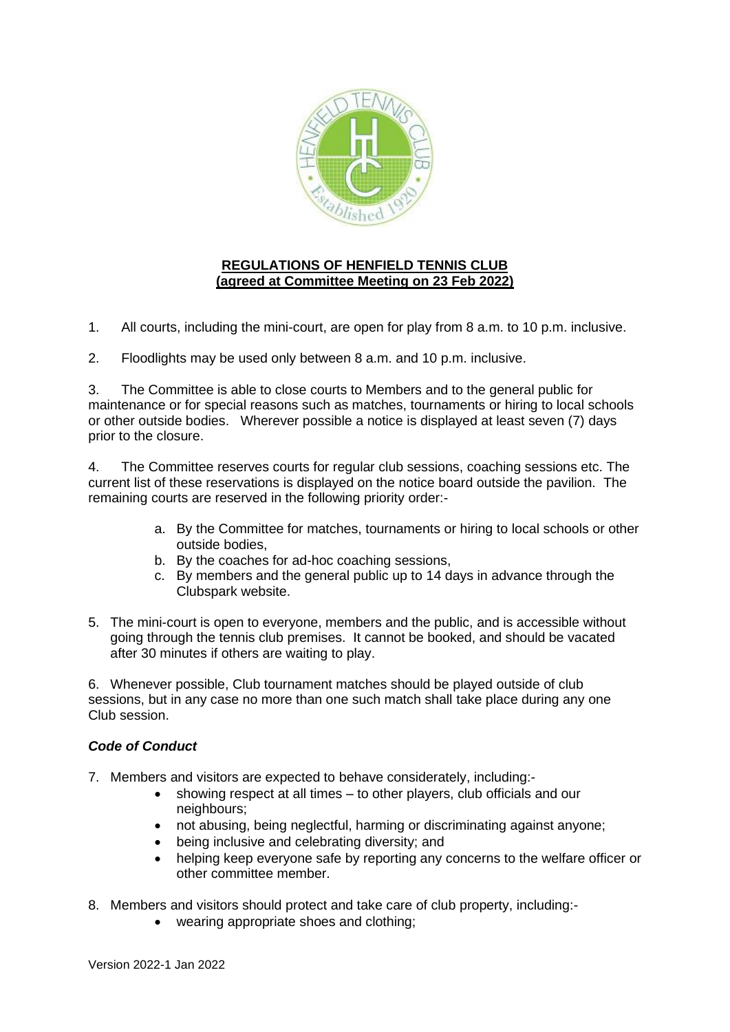**REGULATIONS OF HENFIELD TENNIS CLUB**
**(agreed at Committee Meeting on 23 Feb 2022)**

1. All courts, including the mini-court, are open for play from 8 a.m. to 10 p.m. inclusive.

2. Floodlights may be used only between 8 a.m. and 10 p.m. inclusive.

3. The Committee is able to close courts to Members and to the general public for maintenance or for special reasons such as matches, tournaments or hiring to local schools or other outside bodies. Wherever possible a notice is displayed at least seven (7) days prior to the closure.

4. The Committee reserves courts for regular club sessions, coaching sessions etc. The current list of these reservations is displayed on the notice board outside the pavilion. The remaining courts are reserved in the following priority order:-

   a. By the Committee for matches, tournaments or hiring to local schools or other outside bodies,
   b. By the coaches for ad-hoc coaching sessions,
   c. By members and the general public up to 14 days in advance through the Clubspark website.

5. The mini-court is open to everyone, members and the public, and is accessible without going through the tennis club premises. It cannot be booked, and should be vacated after 30 minutes if others are waiting to play.

6. Whenever possible, Club tournament matches should be played outside of club sessions, but in any case no more than one such match shall take place during any one Club session.

### *Code of Conduct*

7. Members and visitors are expected to behave considerately, including:-
   - showing respect at all times – to other players, club officials and our neighbours;
   - not abusing, being neglectful, harming or discriminating against anyone;
   - being inclusive and celebrating diversity; and
   - helping keep everyone safe by reporting any concerns to the welfare officer or other committee member.

8. Members and visitors should protect and take care of club property, including:-
   - wearing appropriate shoes and clothing;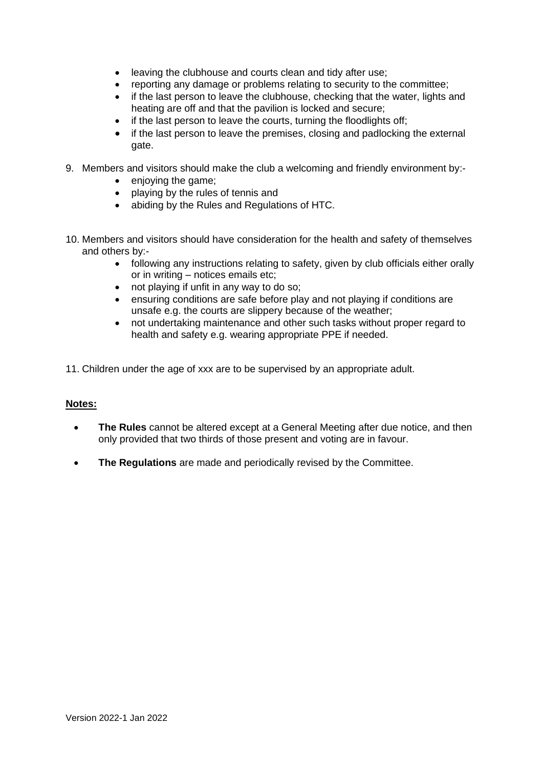- leaving the clubhouse and courts clean and tidy after use;
- reporting any damage or problems relating to security to the committee;
- if the last person to leave the clubhouse, checking that the water, lights and heating are off and that the pavilion is locked and secure;
- if the last person to leave the courts, turning the floodlights off;
- if the last person to leave the premises, closing and padlocking the external gate.

9. Members and visitors should make the club a welcoming and friendly environment by:-
    - enjoying the game;
    - playing by the rules of tennis and
    - abiding by the Rules and Regulations of HTC.

10. Members and visitors should have consideration for the health and safety of themselves and others by:-
    - following any instructions relating to safety, given by club officials either orally or in writing – notices emails etc;
    - not playing if unfit in any way to do so;
    - ensuring conditions are safe before play and not playing if conditions are unsafe e.g. the courts are slippery because of the weather;
    - not undertaking maintenance and other such tasks without proper regard to health and safety e.g. wearing appropriate PPE if needed.

11. Children under the age of xxx are to be supervised by an appropriate adult.

**Notes:**

- **The Rules** cannot be altered except at a General Meeting after due notice, and then only provided that two thirds of those present and voting are in favour.
- **The Regulations** are made and periodically revised by the Committee.

Version 2022-1 Jan 2022